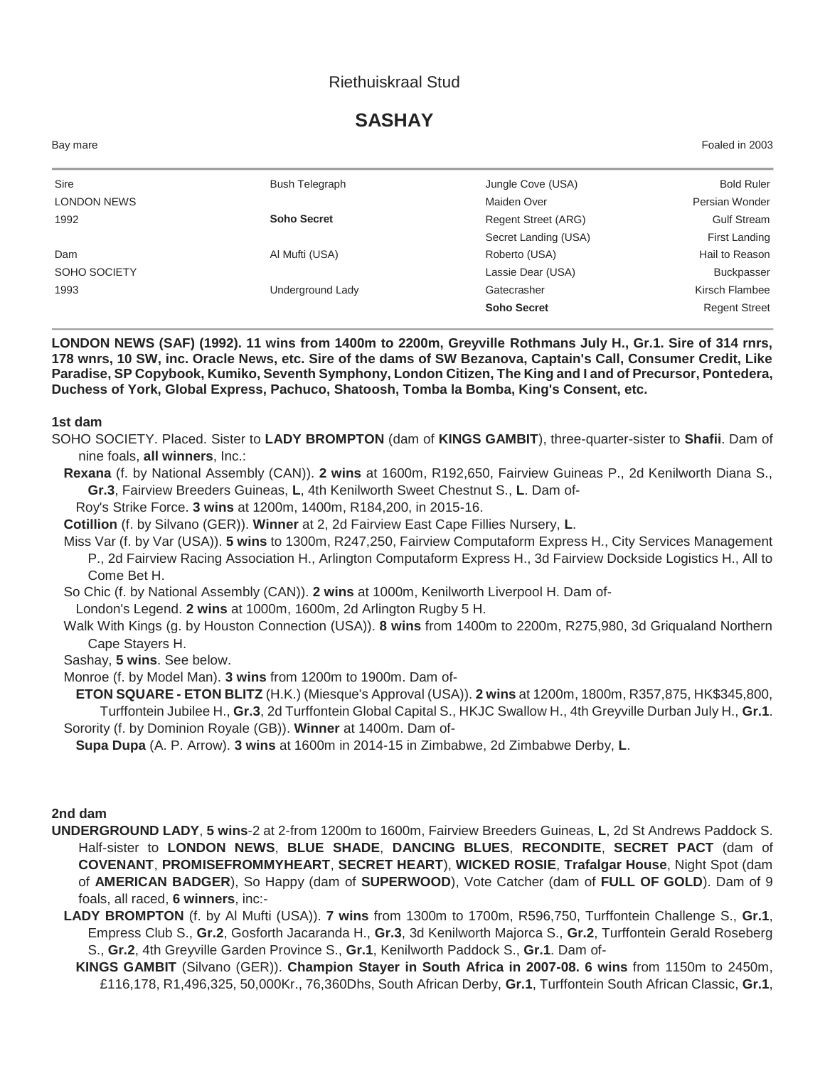Riethuiskraal Stud

# SASHAY

Bay mare | Foaled in 2003

| | | | |
|---|---|---|---|
| Sire | Bush Telegraph | Jungle Cove (USA) | Bold Ruler |
| LONDON NEWS | | Maiden Over | Persian Wonder |
| 1992 | **Soho Secret** | Regent Street (ARG) | Gulf Stream |
| | | Secret Landing (USA) | First Landing |
| Dam | Al Mufti (USA) | Roberto (USA) | Hail to Reason |
| SOHO SOCIETY | | Lassie Dear (USA) | Buckpasser |
| 1993 | Underground Lady | Gatecrasher | Kirsch Flambee |
| | | **Soho Secret** | Regent Street |

**LONDON NEWS (SAF) (1992). 11 wins from 1400m to 2200m, Greyville Rothmans July H., Gr.1. Sire of 314 rnrs, 178 wnrs, 10 SW, inc. Oracle News, etc. Sire of the dams of SW Bezanova, Captain's Call, Consumer Credit, Like Paradise, SP Copybook, Kumiko, Seventh Symphony, London Citizen, The King and I and of Precursor, Pontedera, Duchess of York, Global Express, Pachuco, Shatoosh, Tomba la Bomba, King's Consent, etc.**

### 1st dam

SOHO SOCIETY. Placed. Sister to **LADY BROMPTON** (dam of **KINGS GAMBIT**), three-quarter-sister to **Shafii**. Dam of nine foals, **all winners**, Inc.:

**Rexana** (f. by National Assembly (CAN)). **2 wins** at 1600m, R192,650, Fairview Guineas P., 2d Kenilworth Diana S., **Gr.3**, Fairview Breeders Guineas, **L**, 4th Kenilworth Sweet Chestnut S., **L**. Dam of-

Roy's Strike Force. **3 wins** at 1200m, 1400m, R184,200, in 2015-16.

**Cotillion** (f. by Silvano (GER)). **Winner** at 2, 2d Fairview East Cape Fillies Nursery, **L**.

Miss Var (f. by Var (USA)). **5 wins** to 1300m, R247,250, Fairview Computaform Express H., City Services Management P., 2d Fairview Racing Association H., Arlington Computaform Express H., 3d Fairview Dockside Logistics H., All to Come Bet H.

So Chic (f. by National Assembly (CAN)). **2 wins** at 1000m, Kenilworth Liverpool H. Dam of-

London's Legend. **2 wins** at 1000m, 1600m, 2d Arlington Rugby 5 H.

Walk With Kings (g. by Houston Connection (USA)). **8 wins** from 1400m to 2200m, R275,980, 3d Griqualand Northern Cape Stayers H.

Sashay, **5 wins**. See below.

Monroe (f. by Model Man). **3 wins** from 1200m to 1900m. Dam of-

**ETON SQUARE - ETON BLITZ** (H.K.) (Miesque's Approval (USA)). **2 wins** at 1200m, 1800m, R357,875, HK$345,800, Turffontein Jubilee H., **Gr.3**, 2d Turffontein Global Capital S., HKJC Swallow H., 4th Greyville Durban July H., **Gr.1**.

Sorority (f. by Dominion Royale (GB)). **Winner** at 1400m. Dam of-

**Supa Dupa** (A. P. Arrow). **3 wins** at 1600m in 2014-15 in Zimbabwe, 2d Zimbabwe Derby, **L**.

### 2nd dam

**UNDERGROUND LADY**, **5 wins**-2 at 2-from 1200m to 1600m, Fairview Breeders Guineas, **L**, 2d St Andrews Paddock S. Half-sister to **LONDON NEWS**, **BLUE SHADE**, **DANCING BLUES**, **RECONDITE**, **SECRET PACT** (dam of **COVENANT**, **PROMISEFROMMYHEART**, **SECRET HEART**), **WICKED ROSIE**, **Trafalgar House**, Night Spot (dam of **AMERICAN BADGER**), So Happy (dam of **SUPERWOOD**), Vote Catcher (dam of **FULL OF GOLD**). Dam of 9 foals, all raced, **6 winners**, inc:-

**LADY BROMPTON** (f. by Al Mufti (USA)). **7 wins** from 1300m to 1700m, R596,750, Turffontein Challenge S., **Gr.1**, Empress Club S., **Gr.2**, Gosforth Jacaranda H., **Gr.3**, 3d Kenilworth Majorca S., **Gr.2**, Turffontein Gerald Roseberg S., **Gr.2**, 4th Greyville Garden Province S., **Gr.1**, Kenilworth Paddock S., **Gr.1**. Dam of-

**KINGS GAMBIT** (Silvano (GER)). **Champion Stayer in South Africa in 2007-08. 6 wins** from 1150m to 2450m, £116,178, R1,496,325, 50,000Kr., 76,360Dhs, South African Derby, **Gr.1**, Turffontein South African Classic, **Gr.1**,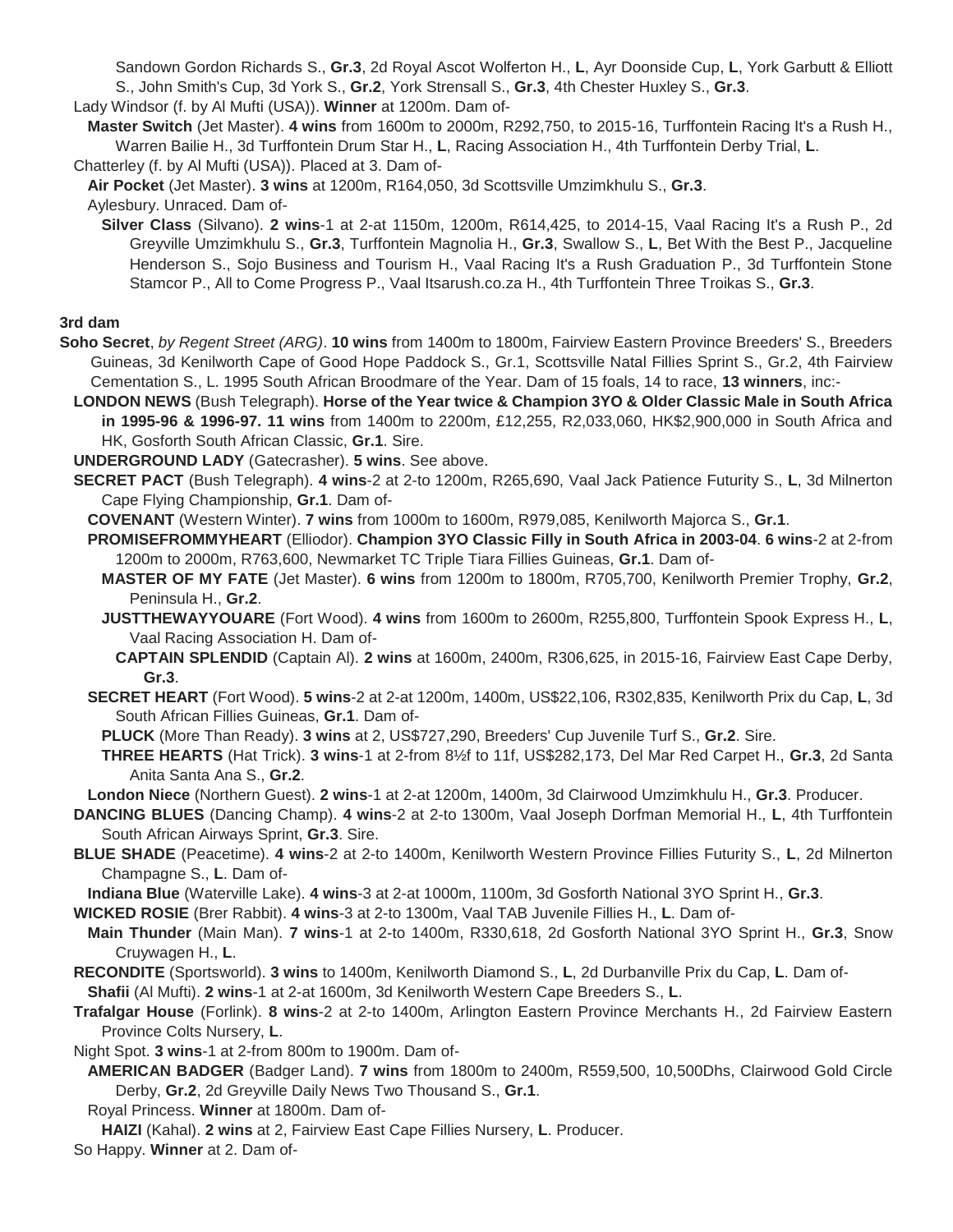Sandown Gordon Richards S., **Gr.3**, 2d Royal Ascot Wolferton H., **L**, Ayr Doonside Cup, **L**, York Garbutt & Elliott S., John Smith's Cup, 3d York S., **Gr.2**, York Strensall S., **Gr.3**, 4th Chester Huxley S., **Gr.3**.

Lady Windsor (f. by Al Mufti (USA)). **Winner** at 1200m. Dam of-

**Master Switch** (Jet Master). **4 wins** from 1600m to 2000m, R292,750, to 2015-16, Turffontein Racing It's a Rush H., Warren Bailie H., 3d Turffontein Drum Star H., **L**, Racing Association H., 4th Turffontein Derby Trial, **L**.

Chatterley (f. by Al Mufti (USA)). Placed at 3. Dam of-

**Air Pocket** (Jet Master). **3 wins** at 1200m, R164,050, 3d Scottsville Umzimkhulu S., **Gr.3**.

Aylesbury. Unraced. Dam of-

**Silver Class** (Silvano). **2 wins**-1 at 2-at 1150m, 1200m, R614,425, to 2014-15, Vaal Racing It's a Rush P., 2d Greyville Umzimkhulu S., **Gr.3**, Turffontein Magnolia H., **Gr.3**, Swallow S., **L**, Bet With the Best P., Jacqueline Henderson S., Sojo Business and Tourism H., Vaal Racing It's a Rush Graduation P., 3d Turffontein Stone Stamcor P., All to Come Progress P., Vaal Itsarush.co.za H., 4th Turffontein Three Troikas S., **Gr.3**.

### 3rd dam

**Soho Secret**, *by Regent Street (ARG)*. **10 wins** from 1400m to 1800m, Fairview Eastern Province Breeders' S., Breeders Guineas, 3d Kenilworth Cape of Good Hope Paddock S., Gr.1, Scottsville Natal Fillies Sprint S., Gr.2, 4th Fairview Cementation S., L. 1995 South African Broodmare of the Year. Dam of 15 foals, 14 to race, **13 winners**, inc:-

**LONDON NEWS** (Bush Telegraph). **Horse of the Year twice & Champion 3YO & Older Classic Male in South Africa in 1995-96 & 1996-97. 11 wins** from 1400m to 2200m, £12,255, R2,033,060, HK$2,900,000 in South Africa and HK, Gosforth South African Classic, **Gr.1**. Sire.

**UNDERGROUND LADY** (Gatecrasher). **5 wins**. See above.

**SECRET PACT** (Bush Telegraph). **4 wins**-2 at 2-to 1200m, R265,690, Vaal Jack Patience Futurity S., **L**, 3d Milnerton Cape Flying Championship, **Gr.1**. Dam of-

**COVENANT** (Western Winter). **7 wins** from 1000m to 1600m, R979,085, Kenilworth Majorca S., **Gr.1**.

**PROMISEFROMMYHEART** (Elliodor). **Champion 3YO Classic Filly in South Africa in 2003-04**. **6 wins**-2 at 2-from 1200m to 2000m, R763,600, Newmarket TC Triple Tiara Fillies Guineas, **Gr.1**. Dam of-

**MASTER OF MY FATE** (Jet Master). **6 wins** from 1200m to 1800m, R705,700, Kenilworth Premier Trophy, **Gr.2**, Peninsula H., **Gr.2**.

**JUSTTHEWAYYOUARE** (Fort Wood). **4 wins** from 1600m to 2600m, R255,800, Turffontein Spook Express H., **L**, Vaal Racing Association H. Dam of-

**CAPTAIN SPLENDID** (Captain Al). **2 wins** at 1600m, 2400m, R306,625, in 2015-16, Fairview East Cape Derby, **Gr.3**.

**SECRET HEART** (Fort Wood). **5 wins**-2 at 2-at 1200m, 1400m, US$22,106, R302,835, Kenilworth Prix du Cap, **L**, 3d South African Fillies Guineas, **Gr.1**. Dam of-

**PLUCK** (More Than Ready). **3 wins** at 2, US$727,290, Breeders' Cup Juvenile Turf S., **Gr.2**. Sire.

**THREE HEARTS** (Hat Trick). **3 wins**-1 at 2-from 8½f to 11f, US$282,173, Del Mar Red Carpet H., **Gr.3**, 2d Santa Anita Santa Ana S., **Gr.2**.

**London Niece** (Northern Guest). **2 wins**-1 at 2-at 1200m, 1400m, 3d Clairwood Umzimkhulu H., **Gr.3**. Producer.

**DANCING BLUES** (Dancing Champ). **4 wins**-2 at 2-to 1300m, Vaal Joseph Dorfman Memorial H., **L**, 4th Turffontein South African Airways Sprint, **Gr.3**. Sire.

**BLUE SHADE** (Peacetime). **4 wins**-2 at 2-to 1400m, Kenilworth Western Province Fillies Futurity S., **L**, 2d Milnerton Champagne S., **L**. Dam of-

**Indiana Blue** (Waterville Lake). **4 wins**-3 at 2-at 1000m, 1100m, 3d Gosforth National 3YO Sprint H., **Gr.3**.

**WICKED ROSIE** (Brer Rabbit). **4 wins**-3 at 2-to 1300m, Vaal TAB Juvenile Fillies H., **L**. Dam of-

**Main Thunder** (Main Man). **7 wins**-1 at 2-to 1400m, R330,618, 2d Gosforth National 3YO Sprint H., **Gr.3**, Snow Cruywagen H., **L**.

**RECONDITE** (Sportsworld). **3 wins** to 1400m, Kenilworth Diamond S., **L**, 2d Durbanville Prix du Cap, **L**. Dam of-

**Shafii** (Al Mufti). **2 wins**-1 at 2-at 1600m, 3d Kenilworth Western Cape Breeders S., **L**.

**Trafalgar House** (Forlink). **8 wins**-2 at 2-to 1400m, Arlington Eastern Province Merchants H., 2d Fairview Eastern Province Colts Nursery, **L**.

Night Spot. **3 wins**-1 at 2-from 800m to 1900m. Dam of-

**AMERICAN BADGER** (Badger Land). **7 wins** from 1800m to 2400m, R559,500, 10,500Dhs, Clairwood Gold Circle Derby, **Gr.2**, 2d Greyville Daily News Two Thousand S., **Gr.1**.

Royal Princess. **Winner** at 1800m. Dam of-

**HAIZI** (Kahal). **2 wins** at 2, Fairview East Cape Fillies Nursery, **L**. Producer.

So Happy. **Winner** at 2. Dam of-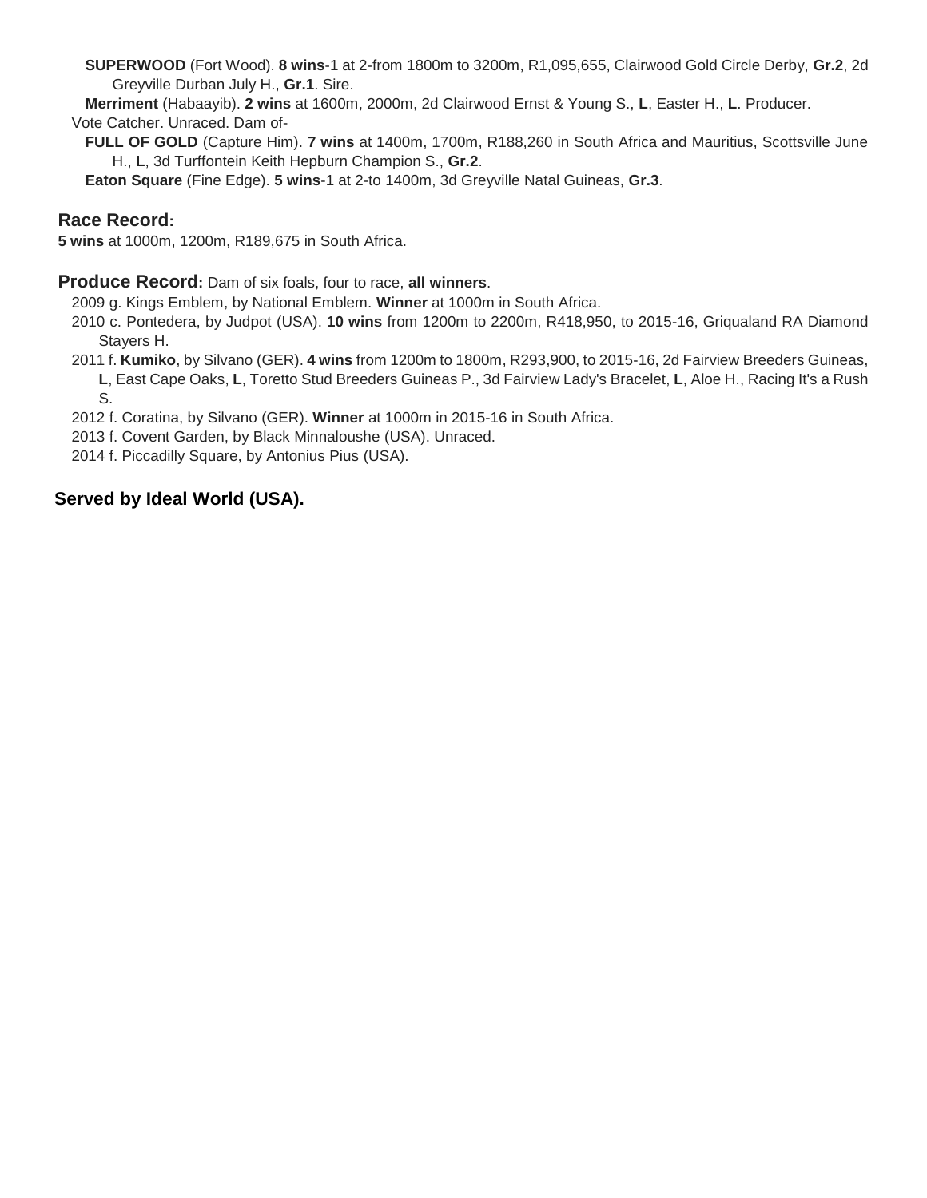**SUPERWOOD** (Fort Wood). **8 wins**-1 at 2-from 1800m to 3200m, R1,095,655, Clairwood Gold Circle Derby, **Gr.2**, 2d Greyville Durban July H., **Gr.1**. Sire.

**Merriment** (Habaayib). **2 wins** at 1600m, 2000m, 2d Clairwood Ernst & Young S., **L**, Easter H., **L**. Producer.

Vote Catcher. Unraced. Dam of-

**FULL OF GOLD** (Capture Him). **7 wins** at 1400m, 1700m, R188,260 in South Africa and Mauritius, Scottsville June H., **L**, 3d Turffontein Keith Hepburn Champion S., **Gr.2**.

**Eaton Square** (Fine Edge). **5 wins**-1 at 2-to 1400m, 3d Greyville Natal Guineas, **Gr.3**.

## Race Record:

**5 wins** at 1000m, 1200m, R189,675 in South Africa.

## Produce Record:

Dam of six foals, four to race, **all winners**.

2009 g. Kings Emblem, by National Emblem. **Winner** at 1000m in South Africa.

2010 c. Pontedera, by Judpot (USA). **10 wins** from 1200m to 2200m, R418,950, to 2015-16, Griqualand RA Diamond Stayers H.

2011 f. **Kumiko**, by Silvano (GER). **4 wins** from 1200m to 1800m, R293,900, to 2015-16, 2d Fairview Breeders Guineas, **L**, East Cape Oaks, **L**, Toretto Stud Breeders Guineas P., 3d Fairview Lady's Bracelet, **L**, Aloe H., Racing It's a Rush S.

2012 f. Coratina, by Silvano (GER). **Winner** at 1000m in 2015-16 in South Africa.

2013 f. Covent Garden, by Black Minnaloushe (USA). Unraced.

2014 f. Piccadilly Square, by Antonius Pius (USA).

**Served by Ideal World (USA).**